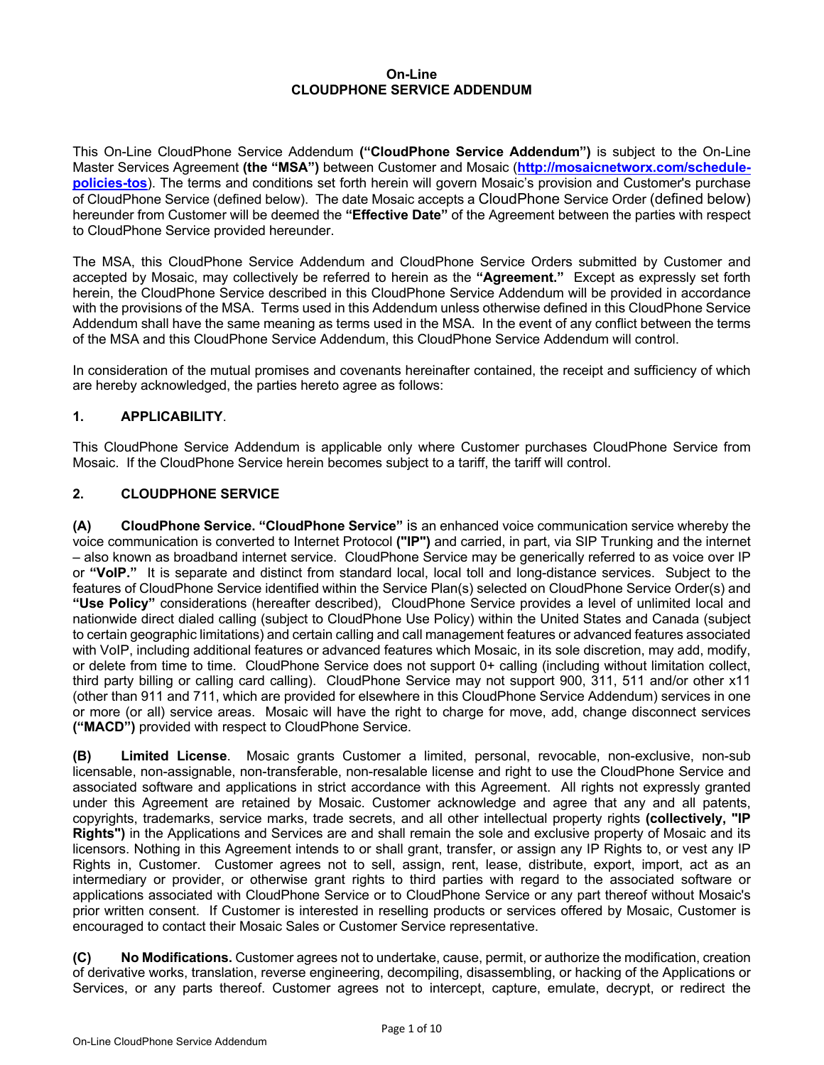# On-Line
# CLOUDPHONE SERVICE ADDENDUM

This On-Line CloudPhone Service Addendum **("CloudPhone Service Addendum")** is subject to the On-Line Master Services Agreement **(the "MSA")** between Customer and Mosaic (**http://mosaicnetworx.com/schedule-policies-tos**). The terms and conditions set forth herein will govern Mosaic's provision and Customer's purchase of CloudPhone Service (defined below). The date Mosaic accepts a CloudPhone Service Order (defined below) hereunder from Customer will be deemed the **"Effective Date"** of the Agreement between the parties with respect to CloudPhone Service provided hereunder.

The MSA, this CloudPhone Service Addendum and CloudPhone Service Orders submitted by Customer and accepted by Mosaic, may collectively be referred to herein as the **"Agreement."** Except as expressly set forth herein, the CloudPhone Service described in this CloudPhone Service Addendum will be provided in accordance with the provisions of the MSA. Terms used in this Addendum unless otherwise defined in this CloudPhone Service Addendum shall have the same meaning as terms used in the MSA. In the event of any conflict between the terms of the MSA and this CloudPhone Service Addendum, this CloudPhone Service Addendum will control.

In consideration of the mutual promises and covenants hereinafter contained, the receipt and sufficiency of which are hereby acknowledged, the parties hereto agree as follows:

## 1. APPLICABILITY.

This CloudPhone Service Addendum is applicable only where Customer purchases CloudPhone Service from Mosaic. If the CloudPhone Service herein becomes subject to a tariff, the tariff will control.

## 2. CLOUDPHONE SERVICE

**(A) CloudPhone Service. "CloudPhone Service"** is an enhanced voice communication service whereby the voice communication is converted to Internet Protocol **("IP")** and carried, in part, via SIP Trunking and the internet – also known as broadband internet service. CloudPhone Service may be generically referred to as voice over IP or **"VoIP."** It is separate and distinct from standard local, local toll and long-distance services. Subject to the features of CloudPhone Service identified within the Service Plan(s) selected on CloudPhone Service Order(s) and **"Use Policy"** considerations (hereafter described), CloudPhone Service provides a level of unlimited local and nationwide direct dialed calling (subject to CloudPhone Use Policy) within the United States and Canada (subject to certain geographic limitations) and certain calling and call management features or advanced features associated with VoIP, including additional features or advanced features which Mosaic, in its sole discretion, may add, modify, or delete from time to time. CloudPhone Service does not support 0+ calling (including without limitation collect, third party billing or calling card calling). CloudPhone Service may not support 900, 311, 511 and/or other x11 (other than 911 and 711, which are provided for elsewhere in this CloudPhone Service Addendum) services in one or more (or all) service areas. Mosaic will have the right to charge for move, add, change disconnect services **("MACD")** provided with respect to CloudPhone Service.

**(B) Limited License**. Mosaic grants Customer a limited, personal, revocable, non-exclusive, non-sub licensable, non-assignable, non-transferable, non-resalable license and right to use the CloudPhone Service and associated software and applications in strict accordance with this Agreement. All rights not expressly granted under this Agreement are retained by Mosaic. Customer acknowledge and agree that any and all patents, copyrights, trademarks, service marks, trade secrets, and all other intellectual property rights **(collectively, "IP Rights")** in the Applications and Services are and shall remain the sole and exclusive property of Mosaic and its licensors. Nothing in this Agreement intends to or shall grant, transfer, or assign any IP Rights to, or vest any IP Rights in, Customer. Customer agrees not to sell, assign, rent, lease, distribute, export, import, act as an intermediary or provider, or otherwise grant rights to third parties with regard to the associated software or applications associated with CloudPhone Service or to CloudPhone Service or any part thereof without Mosaic's prior written consent. If Customer is interested in reselling products or services offered by Mosaic, Customer is encouraged to contact their Mosaic Sales or Customer Service representative.

**(C) No Modifications.** Customer agrees not to undertake, cause, permit, or authorize the modification, creation of derivative works, translation, reverse engineering, decompiling, disassembling, or hacking of the Applications or Services, or any parts thereof. Customer agrees not to intercept, capture, emulate, decrypt, or redirect the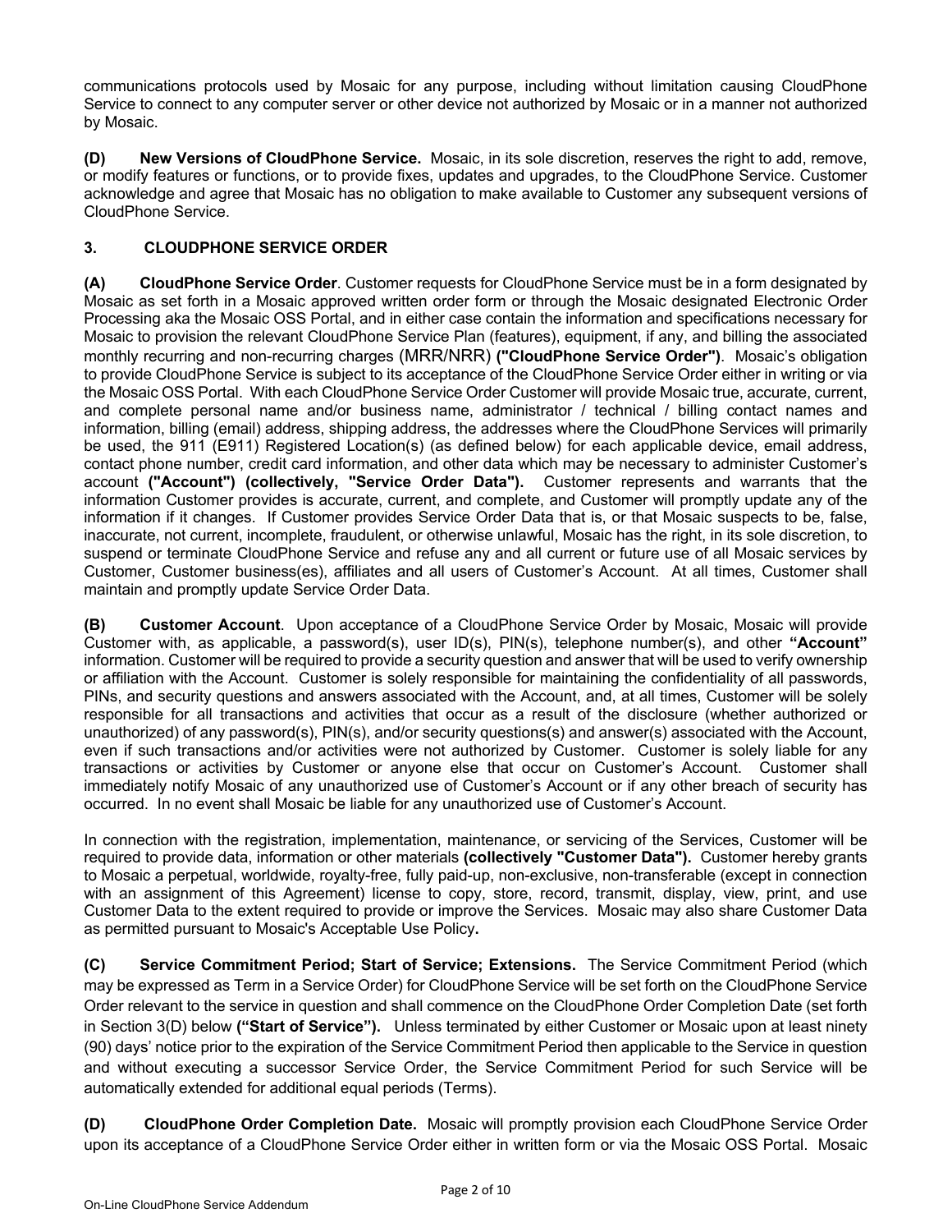communications protocols used by Mosaic for any purpose, including without limitation causing CloudPhone Service to connect to any computer server or other device not authorized by Mosaic or in a manner not authorized by Mosaic.

**(D) New Versions of CloudPhone Service.** Mosaic, in its sole discretion, reserves the right to add, remove, or modify features or functions, or to provide fixes, updates and upgrades, to the CloudPhone Service. Customer acknowledge and agree that Mosaic has no obligation to make available to Customer any subsequent versions of CloudPhone Service.

## 3. CLOUDPHONE SERVICE ORDER

**(A) CloudPhone Service Order**. Customer requests for CloudPhone Service must be in a form designated by Mosaic as set forth in a Mosaic approved written order form or through the Mosaic designated Electronic Order Processing aka the Mosaic OSS Portal, and in either case contain the information and specifications necessary for Mosaic to provision the relevant CloudPhone Service Plan (features), equipment, if any, and billing the associated monthly recurring and non-recurring charges (MRR/NRR) **("CloudPhone Service Order")**. Mosaic's obligation to provide CloudPhone Service is subject to its acceptance of the CloudPhone Service Order either in writing or via the Mosaic OSS Portal. With each CloudPhone Service Order Customer will provide Mosaic true, accurate, current, and complete personal name and/or business name, administrator / technical / billing contact names and information, billing (email) address, shipping address, the addresses where the CloudPhone Services will primarily be used, the 911 (E911) Registered Location(s) (as defined below) for each applicable device, email address, contact phone number, credit card information, and other data which may be necessary to administer Customer's account **("Account") (collectively, "Service Order Data").** Customer represents and warrants that the information Customer provides is accurate, current, and complete, and Customer will promptly update any of the information if it changes. If Customer provides Service Order Data that is, or that Mosaic suspects to be, false, inaccurate, not current, incomplete, fraudulent, or otherwise unlawful, Mosaic has the right, in its sole discretion, to suspend or terminate CloudPhone Service and refuse any and all current or future use of all Mosaic services by Customer, Customer business(es), affiliates and all users of Customer's Account. At all times, Customer shall maintain and promptly update Service Order Data.

**(B) Customer Account**. Upon acceptance of a CloudPhone Service Order by Mosaic, Mosaic will provide Customer with, as applicable, a password(s), user ID(s), PIN(s), telephone number(s), and other **"Account"** information. Customer will be required to provide a security question and answer that will be used to verify ownership or affiliation with the Account. Customer is solely responsible for maintaining the confidentiality of all passwords, PINs, and security questions and answers associated with the Account, and, at all times, Customer will be solely responsible for all transactions and activities that occur as a result of the disclosure (whether authorized or unauthorized) of any password(s), PIN(s), and/or security questions(s) and answer(s) associated with the Account, even if such transactions and/or activities were not authorized by Customer. Customer is solely liable for any transactions or activities by Customer or anyone else that occur on Customer's Account. Customer shall immediately notify Mosaic of any unauthorized use of Customer's Account or if any other breach of security has occurred. In no event shall Mosaic be liable for any unauthorized use of Customer's Account.

In connection with the registration, implementation, maintenance, or servicing of the Services, Customer will be required to provide data, information or other materials **(collectively "Customer Data").** Customer hereby grants to Mosaic a perpetual, worldwide, royalty-free, fully paid-up, non-exclusive, non-transferable (except in connection with an assignment of this Agreement) license to copy, store, record, transmit, display, view, print, and use Customer Data to the extent required to provide or improve the Services. Mosaic may also share Customer Data as permitted pursuant to Mosaic's Acceptable Use Policy**.**

**(C) Service Commitment Period; Start of Service; Extensions.** The Service Commitment Period (which may be expressed as Term in a Service Order) for CloudPhone Service will be set forth on the CloudPhone Service Order relevant to the service in question and shall commence on the CloudPhone Order Completion Date (set forth in Section 3(D) below **("Start of Service").** Unless terminated by either Customer or Mosaic upon at least ninety (90) days' notice prior to the expiration of the Service Commitment Period then applicable to the Service in question and without executing a successor Service Order, the Service Commitment Period for such Service will be automatically extended for additional equal periods (Terms).

**(D) CloudPhone Order Completion Date.** Mosaic will promptly provision each CloudPhone Service Order upon its acceptance of a CloudPhone Service Order either in written form or via the Mosaic OSS Portal. Mosaic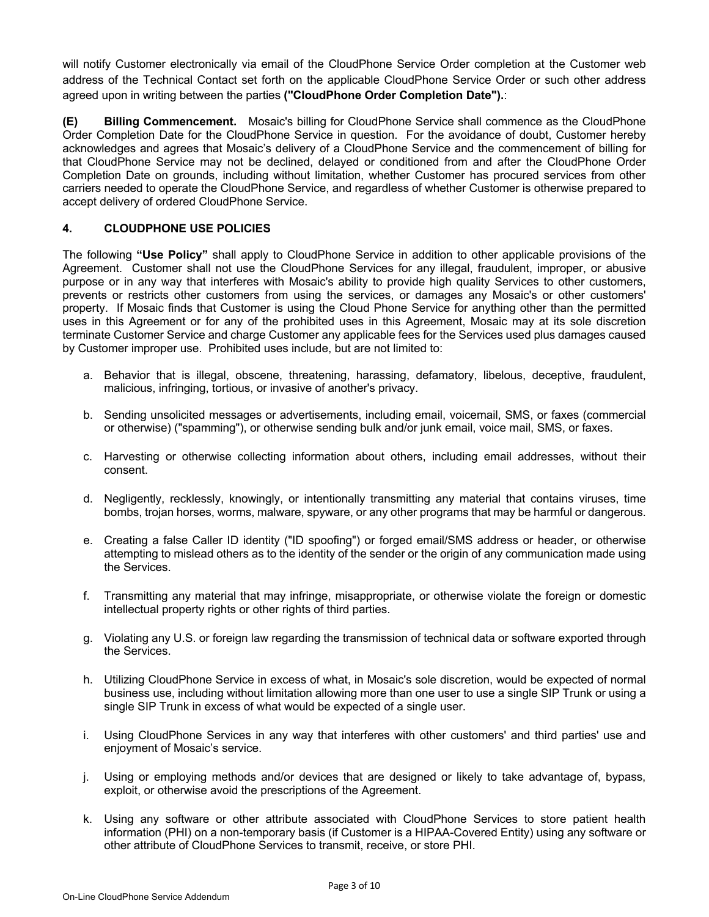will notify Customer electronically via email of the CloudPhone Service Order completion at the Customer web address of the Technical Contact set forth on the applicable CloudPhone Service Order or such other address agreed upon in writing between the parties **("CloudPhone Order Completion Date").**:

**(E) Billing Commencement.** Mosaic's billing for CloudPhone Service shall commence as the CloudPhone Order Completion Date for the CloudPhone Service in question. For the avoidance of doubt, Customer hereby acknowledges and agrees that Mosaic's delivery of a CloudPhone Service and the commencement of billing for that CloudPhone Service may not be declined, delayed or conditioned from and after the CloudPhone Order Completion Date on grounds, including without limitation, whether Customer has procured services from other carriers needed to operate the CloudPhone Service, and regardless of whether Customer is otherwise prepared to accept delivery of ordered CloudPhone Service.

## 4. CLOUDPHONE USE POLICIES

The following **"Use Policy"** shall apply to CloudPhone Service in addition to other applicable provisions of the Agreement. Customer shall not use the CloudPhone Services for any illegal, fraudulent, improper, or abusive purpose or in any way that interferes with Mosaic's ability to provide high quality Services to other customers, prevents or restricts other customers from using the services, or damages any Mosaic's or other customers' property. If Mosaic finds that Customer is using the Cloud Phone Service for anything other than the permitted uses in this Agreement or for any of the prohibited uses in this Agreement, Mosaic may at its sole discretion terminate Customer Service and charge Customer any applicable fees for the Services used plus damages caused by Customer improper use. Prohibited uses include, but are not limited to:

a. Behavior that is illegal, obscene, threatening, harassing, defamatory, libelous, deceptive, fraudulent, malicious, infringing, tortious, or invasive of another's privacy.

b. Sending unsolicited messages or advertisements, including email, voicemail, SMS, or faxes (commercial or otherwise) ("spamming"), or otherwise sending bulk and/or junk email, voice mail, SMS, or faxes.

c. Harvesting or otherwise collecting information about others, including email addresses, without their consent.

d. Negligently, recklessly, knowingly, or intentionally transmitting any material that contains viruses, time bombs, trojan horses, worms, malware, spyware, or any other programs that may be harmful or dangerous.

e. Creating a false Caller ID identity ("ID spoofing") or forged email/SMS address or header, or otherwise attempting to mislead others as to the identity of the sender or the origin of any communication made using the Services.

f. Transmitting any material that may infringe, misappropriate, or otherwise violate the foreign or domestic intellectual property rights or other rights of third parties.

g. Violating any U.S. or foreign law regarding the transmission of technical data or software exported through the Services.

h. Utilizing CloudPhone Service in excess of what, in Mosaic's sole discretion, would be expected of normal business use, including without limitation allowing more than one user to use a single SIP Trunk or using a single SIP Trunk in excess of what would be expected of a single user.

i. Using CloudPhone Services in any way that interferes with other customers' and third parties' use and enjoyment of Mosaic's service.

j. Using or employing methods and/or devices that are designed or likely to take advantage of, bypass, exploit, or otherwise avoid the prescriptions of the Agreement.

k. Using any software or other attribute associated with CloudPhone Services to store patient health information (PHI) on a non-temporary basis (if Customer is a HIPAA-Covered Entity) using any software or other attribute of CloudPhone Services to transmit, receive, or store PHI.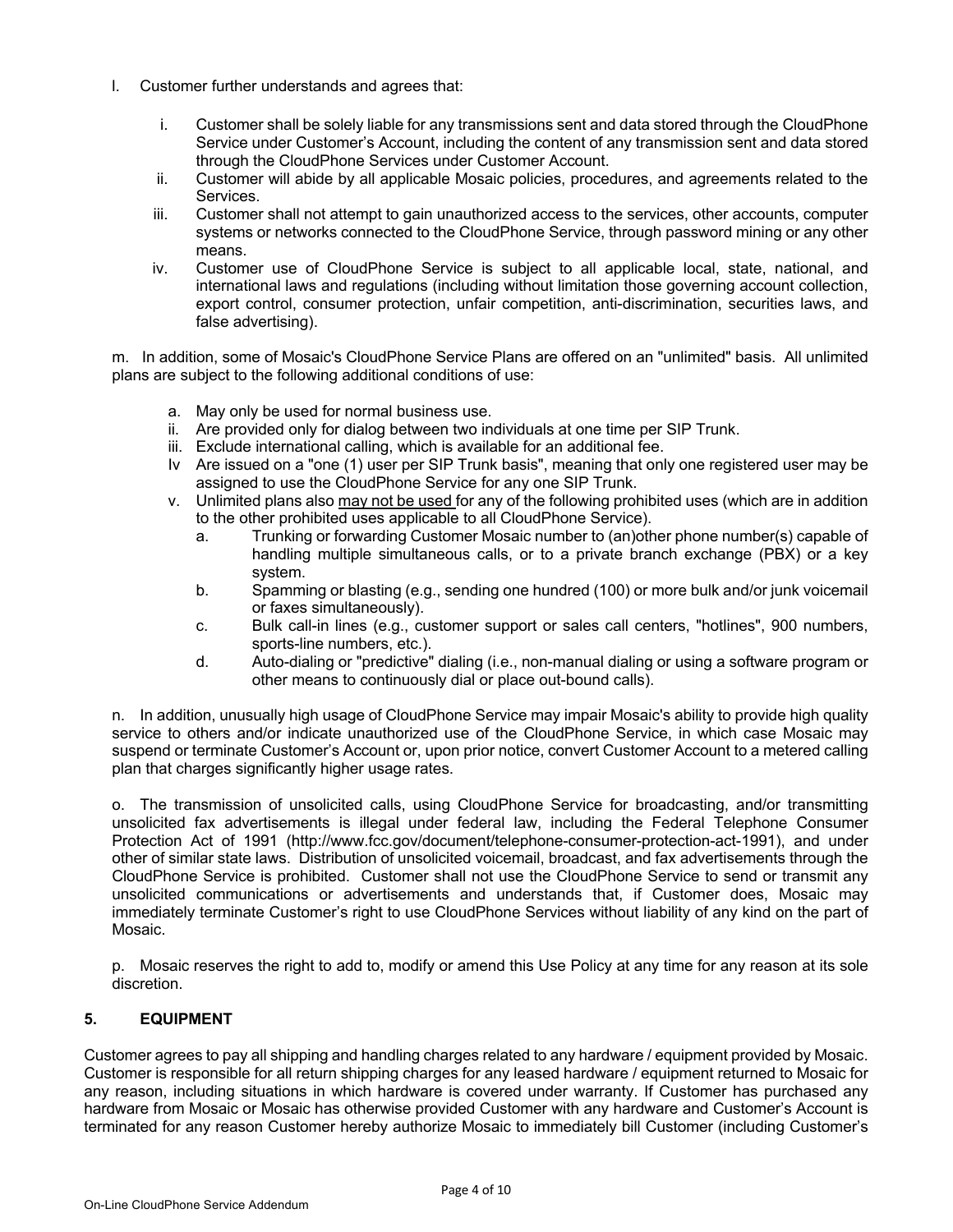l. Customer further understands and agrees that:

   i. Customer shall be solely liable for any transmissions sent and data stored through the CloudPhone Service under Customer's Account, including the content of any transmission sent and data stored through the CloudPhone Services under Customer Account.
   ii. Customer will abide by all applicable Mosaic policies, procedures, and agreements related to the Services.
   iii. Customer shall not attempt to gain unauthorized access to the services, other accounts, computer systems or networks connected to the CloudPhone Service, through password mining or any other means.
   iv. Customer use of CloudPhone Service is subject to all applicable local, state, national, and international laws and regulations (including without limitation those governing account collection, export control, consumer protection, unfair competition, anti-discrimination, securities laws, and false advertising).

m. In addition, some of Mosaic's CloudPhone Service Plans are offered on an "unlimited" basis. All unlimited plans are subject to the following additional conditions of use:

   a. May only be used for normal business use.
   ii. Are provided only for dialog between two individuals at one time per SIP Trunk.
   iii. Exclude international calling, which is available for an additional fee.
   Iv Are issued on a "one (1) user per SIP Trunk basis", meaning that only one registered user may be assigned to use the CloudPhone Service for any one SIP Trunk.
   v. Unlimited plans also <u>may not be used</u> for any of the following prohibited uses (which are in addition to the other prohibited uses applicable to all CloudPhone Service).
      a. Trunking or forwarding Customer Mosaic number to (an)other phone number(s) capable of handling multiple simultaneous calls, or to a private branch exchange (PBX) or a key system.
      b. Spamming or blasting (e.g., sending one hundred (100) or more bulk and/or junk voicemail or faxes simultaneously).
      c. Bulk call-in lines (e.g., customer support or sales call centers, "hotlines", 900 numbers, sports-line numbers, etc.).
      d. Auto-dialing or "predictive" dialing (i.e., non-manual dialing or using a software program or other means to continuously dial or place out-bound calls).

n. In addition, unusually high usage of CloudPhone Service may impair Mosaic's ability to provide high quality service to others and/or indicate unauthorized use of the CloudPhone Service, in which case Mosaic may suspend or terminate Customer's Account or, upon prior notice, convert Customer Account to a metered calling plan that charges significantly higher usage rates.

o. The transmission of unsolicited calls, using CloudPhone Service for broadcasting, and/or transmitting unsolicited fax advertisements is illegal under federal law, including the Federal Telephone Consumer Protection Act of 1991 (http://www.fcc.gov/document/telephone-consumer-protection-act-1991), and under other of similar state laws. Distribution of unsolicited voicemail, broadcast, and fax advertisements through the CloudPhone Service is prohibited. Customer shall not use the CloudPhone Service to send or transmit any unsolicited communications or advertisements and understands that, if Customer does, Mosaic may immediately terminate Customer's right to use CloudPhone Services without liability of any kind on the part of Mosaic.

p. Mosaic reserves the right to add to, modify or amend this Use Policy at any time for any reason at its sole discretion.

## 5. EQUIPMENT

Customer agrees to pay all shipping and handling charges related to any hardware / equipment provided by Mosaic. Customer is responsible for all return shipping charges for any leased hardware / equipment returned to Mosaic for any reason, including situations in which hardware is covered under warranty. If Customer has purchased any hardware from Mosaic or Mosaic has otherwise provided Customer with any hardware and Customer's Account is terminated for any reason Customer hereby authorize Mosaic to immediately bill Customer (including Customer's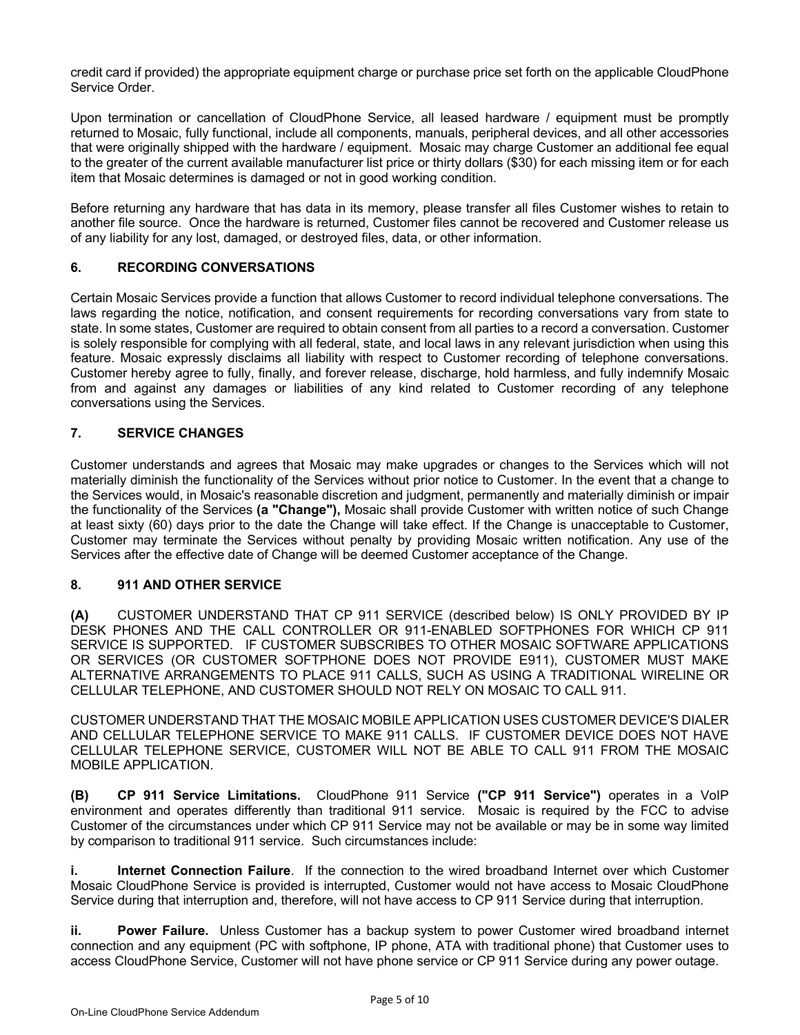credit card if provided) the appropriate equipment charge or purchase price set forth on the applicable CloudPhone Service Order.

Upon termination or cancellation of CloudPhone Service, all leased hardware / equipment must be promptly returned to Mosaic, fully functional, include all components, manuals, peripheral devices, and all other accessories that were originally shipped with the hardware / equipment. Mosaic may charge Customer an additional fee equal to the greater of the current available manufacturer list price or thirty dollars ($30) for each missing item or for each item that Mosaic determines is damaged or not in good working condition.

Before returning any hardware that has data in its memory, please transfer all files Customer wishes to retain to another file source. Once the hardware is returned, Customer files cannot be recovered and Customer release us of any liability for any lost, damaged, or destroyed files, data, or other information.

## 6. RECORDING CONVERSATIONS

Certain Mosaic Services provide a function that allows Customer to record individual telephone conversations. The laws regarding the notice, notification, and consent requirements for recording conversations vary from state to state. In some states, Customer are required to obtain consent from all parties to a record a conversation. Customer is solely responsible for complying with all federal, state, and local laws in any relevant jurisdiction when using this feature. Mosaic expressly disclaims all liability with respect to Customer recording of telephone conversations. Customer hereby agree to fully, finally, and forever release, discharge, hold harmless, and fully indemnify Mosaic from and against any damages or liabilities of any kind related to Customer recording of any telephone conversations using the Services.

## 7. SERVICE CHANGES

Customer understands and agrees that Mosaic may make upgrades or changes to the Services which will not materially diminish the functionality of the Services without prior notice to Customer. In the event that a change to the Services would, in Mosaic's reasonable discretion and judgment, permanently and materially diminish or impair the functionality of the Services **(a "Change"),** Mosaic shall provide Customer with written notice of such Change at least sixty (60) days prior to the date the Change will take effect. If the Change is unacceptable to Customer, Customer may terminate the Services without penalty by providing Mosaic written notification. Any use of the Services after the effective date of Change will be deemed Customer acceptance of the Change.

## 8. 911 AND OTHER SERVICE

**(A)** CUSTOMER UNDERSTAND THAT CP 911 SERVICE (described below) IS ONLY PROVIDED BY IP DESK PHONES AND THE CALL CONTROLLER OR 911-ENABLED SOFTPHONES FOR WHICH CP 911 SERVICE IS SUPPORTED. IF CUSTOMER SUBSCRIBES TO OTHER MOSAIC SOFTWARE APPLICATIONS OR SERVICES (OR CUSTOMER SOFTPHONE DOES NOT PROVIDE E911), CUSTOMER MUST MAKE ALTERNATIVE ARRANGEMENTS TO PLACE 911 CALLS, SUCH AS USING A TRADITIONAL WIRELINE OR CELLULAR TELEPHONE, AND CUSTOMER SHOULD NOT RELY ON MOSAIC TO CALL 911.

CUSTOMER UNDERSTAND THAT THE MOSAIC MOBILE APPLICATION USES CUSTOMER DEVICE'S DIALER AND CELLULAR TELEPHONE SERVICE TO MAKE 911 CALLS. IF CUSTOMER DEVICE DOES NOT HAVE CELLULAR TELEPHONE SERVICE, CUSTOMER WILL NOT BE ABLE TO CALL 911 FROM THE MOSAIC MOBILE APPLICATION.

**(B) CP 911 Service Limitations.** CloudPhone 911 Service **("CP 911 Service")** operates in a VoIP environment and operates differently than traditional 911 service. Mosaic is required by the FCC to advise Customer of the circumstances under which CP 911 Service may not be available or may be in some way limited by comparison to traditional 911 service. Such circumstances include:

**i. Internet Connection Failure**. If the connection to the wired broadband Internet over which Customer Mosaic CloudPhone Service is provided is interrupted, Customer would not have access to Mosaic CloudPhone Service during that interruption and, therefore, will not have access to CP 911 Service during that interruption.

**ii. Power Failure.** Unless Customer has a backup system to power Customer wired broadband internet connection and any equipment (PC with softphone, IP phone, ATA with traditional phone) that Customer uses to access CloudPhone Service, Customer will not have phone service or CP 911 Service during any power outage.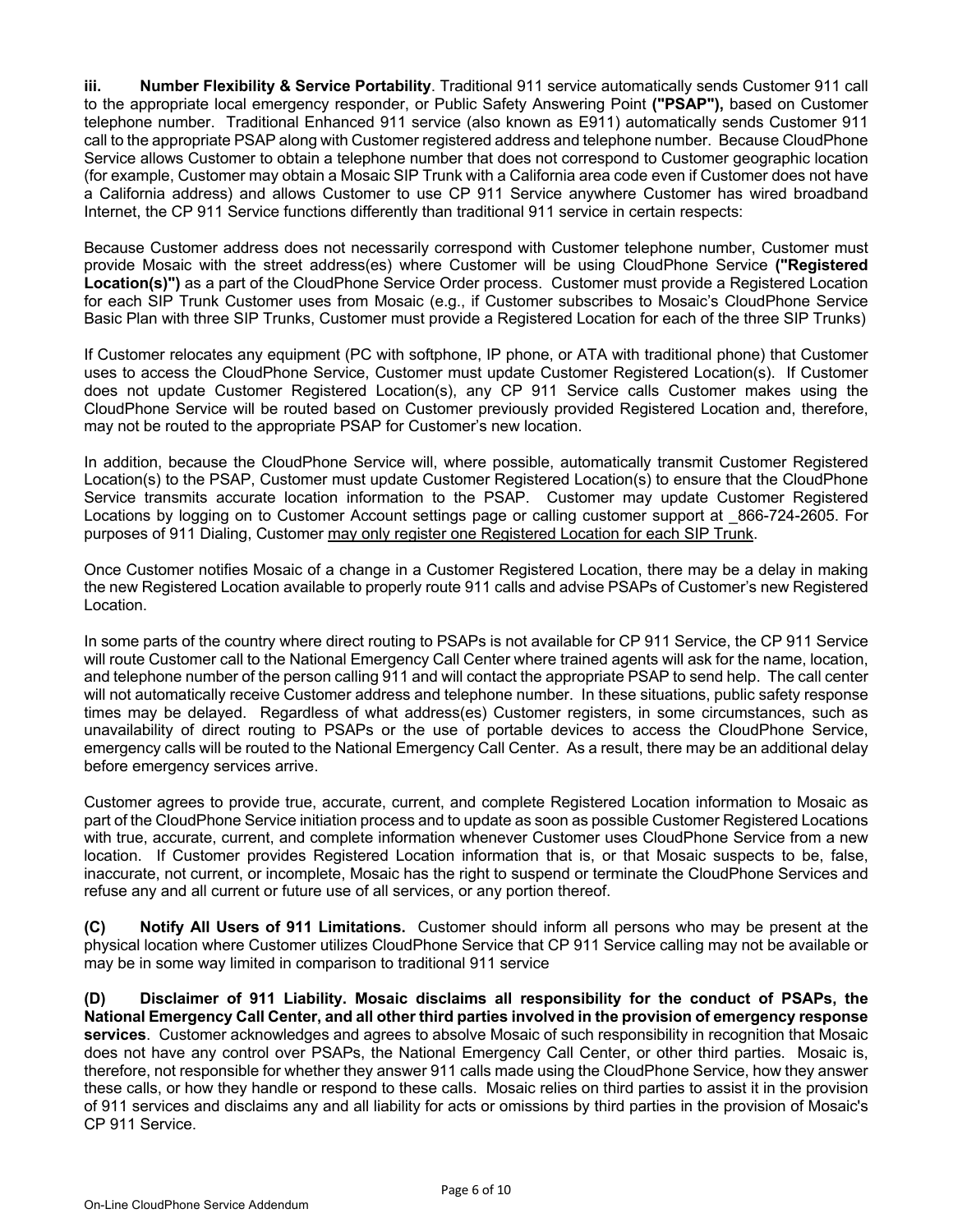**iii. Number Flexibility & Service Portability**. Traditional 911 service automatically sends Customer 911 call to the appropriate local emergency responder, or Public Safety Answering Point **("PSAP"),** based on Customer telephone number. Traditional Enhanced 911 service (also known as E911) automatically sends Customer 911 call to the appropriate PSAP along with Customer registered address and telephone number. Because CloudPhone Service allows Customer to obtain a telephone number that does not correspond to Customer geographic location (for example, Customer may obtain a Mosaic SIP Trunk with a California area code even if Customer does not have a California address) and allows Customer to use CP 911 Service anywhere Customer has wired broadband Internet, the CP 911 Service functions differently than traditional 911 service in certain respects:

Because Customer address does not necessarily correspond with Customer telephone number, Customer must provide Mosaic with the street address(es) where Customer will be using CloudPhone Service **("Registered Location(s)")** as a part of the CloudPhone Service Order process. Customer must provide a Registered Location for each SIP Trunk Customer uses from Mosaic (e.g., if Customer subscribes to Mosaic's CloudPhone Service Basic Plan with three SIP Trunks, Customer must provide a Registered Location for each of the three SIP Trunks)

If Customer relocates any equipment (PC with softphone, IP phone, or ATA with traditional phone) that Customer uses to access the CloudPhone Service, Customer must update Customer Registered Location(s). If Customer does not update Customer Registered Location(s), any CP 911 Service calls Customer makes using the CloudPhone Service will be routed based on Customer previously provided Registered Location and, therefore, may not be routed to the appropriate PSAP for Customer's new location.

In addition, because the CloudPhone Service will, where possible, automatically transmit Customer Registered Location(s) to the PSAP, Customer must update Customer Registered Location(s) to ensure that the CloudPhone Service transmits accurate location information to the PSAP. Customer may update Customer Registered Locations by logging on to Customer Account settings page or calling customer support at _866-724-2605. For purposes of 911 Dialing, Customer <u>may only register one Registered Location for each SIP Trunk</u>.

Once Customer notifies Mosaic of a change in a Customer Registered Location, there may be a delay in making the new Registered Location available to properly route 911 calls and advise PSAPs of Customer's new Registered Location.

In some parts of the country where direct routing to PSAPs is not available for CP 911 Service, the CP 911 Service will route Customer call to the National Emergency Call Center where trained agents will ask for the name, location, and telephone number of the person calling 911 and will contact the appropriate PSAP to send help. The call center will not automatically receive Customer address and telephone number. In these situations, public safety response times may be delayed. Regardless of what address(es) Customer registers, in some circumstances, such as unavailability of direct routing to PSAPs or the use of portable devices to access the CloudPhone Service, emergency calls will be routed to the National Emergency Call Center. As a result, there may be an additional delay before emergency services arrive.

Customer agrees to provide true, accurate, current, and complete Registered Location information to Mosaic as part of the CloudPhone Service initiation process and to update as soon as possible Customer Registered Locations with true, accurate, current, and complete information whenever Customer uses CloudPhone Service from a new location. If Customer provides Registered Location information that is, or that Mosaic suspects to be, false, inaccurate, not current, or incomplete, Mosaic has the right to suspend or terminate the CloudPhone Services and refuse any and all current or future use of all services, or any portion thereof.

**(C) Notify All Users of 911 Limitations.** Customer should inform all persons who may be present at the physical location where Customer utilizes CloudPhone Service that CP 911 Service calling may not be available or may be in some way limited in comparison to traditional 911 service

**(D) Disclaimer of 911 Liability. Mosaic disclaims all responsibility for the conduct of PSAPs, the National Emergency Call Center, and all other third parties involved in the provision of emergency response services**. Customer acknowledges and agrees to absolve Mosaic of such responsibility in recognition that Mosaic does not have any control over PSAPs, the National Emergency Call Center, or other third parties. Mosaic is, therefore, not responsible for whether they answer 911 calls made using the CloudPhone Service, how they answer these calls, or how they handle or respond to these calls. Mosaic relies on third parties to assist it in the provision of 911 services and disclaims any and all liability for acts or omissions by third parties in the provision of Mosaic's CP 911 Service.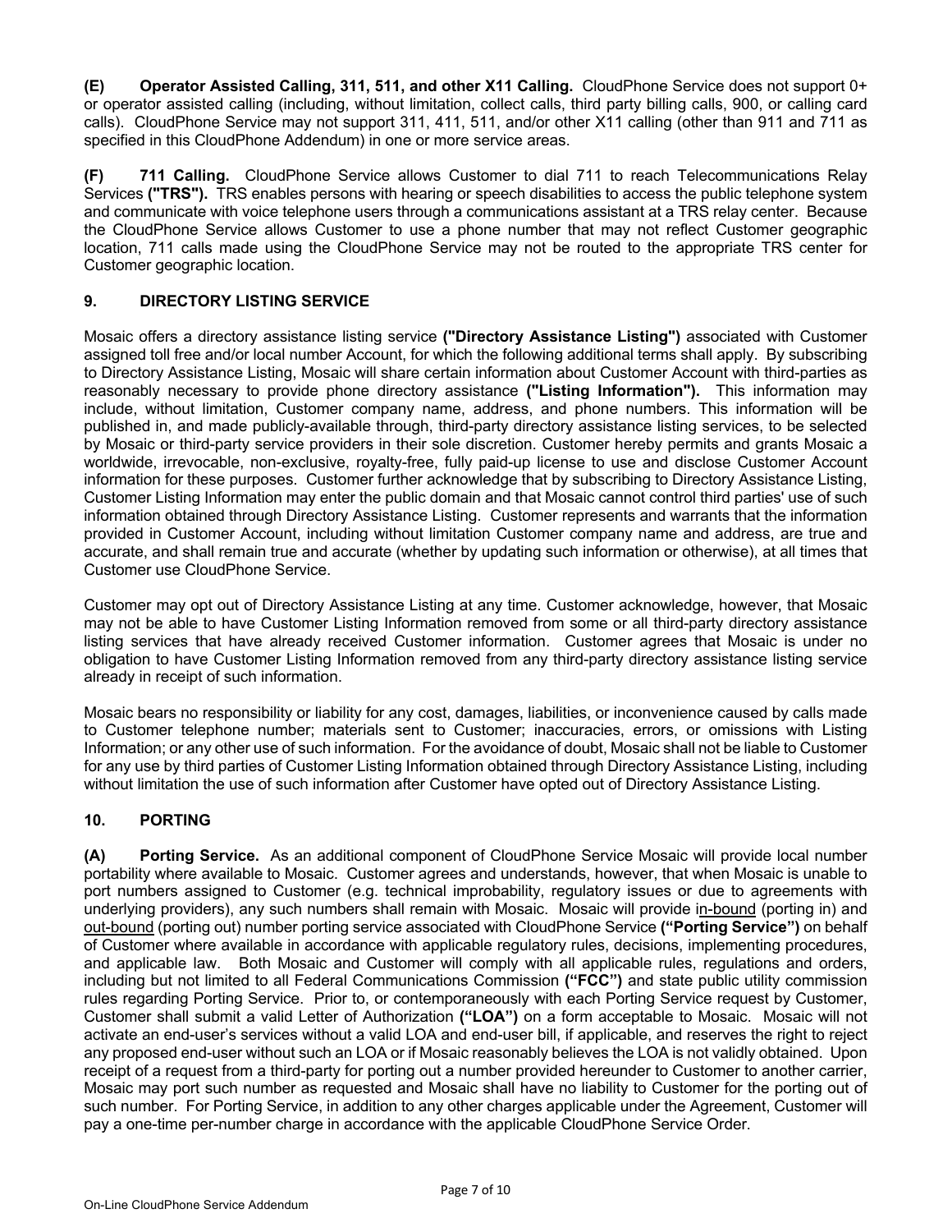**(E) Operator Assisted Calling, 311, 511, and other X11 Calling.** CloudPhone Service does not support 0+ or operator assisted calling (including, without limitation, collect calls, third party billing calls, 900, or calling card calls). CloudPhone Service may not support 311, 411, 511, and/or other X11 calling (other than 911 and 711 as specified in this CloudPhone Addendum) in one or more service areas.

**(F) 711 Calling.** CloudPhone Service allows Customer to dial 711 to reach Telecommunications Relay Services **("TRS").** TRS enables persons with hearing or speech disabilities to access the public telephone system and communicate with voice telephone users through a communications assistant at a TRS relay center. Because the CloudPhone Service allows Customer to use a phone number that may not reflect Customer geographic location, 711 calls made using the CloudPhone Service may not be routed to the appropriate TRS center for Customer geographic location.

## 9. DIRECTORY LISTING SERVICE

Mosaic offers a directory assistance listing service **("Directory Assistance Listing")** associated with Customer assigned toll free and/or local number Account, for which the following additional terms shall apply. By subscribing to Directory Assistance Listing, Mosaic will share certain information about Customer Account with third-parties as reasonably necessary to provide phone directory assistance **("Listing Information").** This information may include, without limitation, Customer company name, address, and phone numbers. This information will be published in, and made publicly-available through, third-party directory assistance listing services, to be selected by Mosaic or third-party service providers in their sole discretion. Customer hereby permits and grants Mosaic a worldwide, irrevocable, non-exclusive, royalty-free, fully paid-up license to use and disclose Customer Account information for these purposes. Customer further acknowledge that by subscribing to Directory Assistance Listing, Customer Listing Information may enter the public domain and that Mosaic cannot control third parties' use of such information obtained through Directory Assistance Listing. Customer represents and warrants that the information provided in Customer Account, including without limitation Customer company name and address, are true and accurate, and shall remain true and accurate (whether by updating such information or otherwise), at all times that Customer use CloudPhone Service.

Customer may opt out of Directory Assistance Listing at any time. Customer acknowledge, however, that Mosaic may not be able to have Customer Listing Information removed from some or all third-party directory assistance listing services that have already received Customer information. Customer agrees that Mosaic is under no obligation to have Customer Listing Information removed from any third-party directory assistance listing service already in receipt of such information.

Mosaic bears no responsibility or liability for any cost, damages, liabilities, or inconvenience caused by calls made to Customer telephone number; materials sent to Customer; inaccuracies, errors, or omissions with Listing Information; or any other use of such information. For the avoidance of doubt, Mosaic shall not be liable to Customer for any use by third parties of Customer Listing Information obtained through Directory Assistance Listing, including without limitation the use of such information after Customer have opted out of Directory Assistance Listing.

## 10. PORTING

**(A) Porting Service.** As an additional component of CloudPhone Service Mosaic will provide local number portability where available to Mosaic. Customer agrees and understands, however, that when Mosaic is unable to port numbers assigned to Customer (e.g. technical improbability, regulatory issues or due to agreements with underlying providers), any such numbers shall remain with Mosaic. Mosaic will provide in-bound (porting in) and out-bound (porting out) number porting service associated with CloudPhone Service **("Porting Service")** on behalf of Customer where available in accordance with applicable regulatory rules, decisions, implementing procedures, and applicable law. Both Mosaic and Customer will comply with all applicable rules, regulations and orders, including but not limited to all Federal Communications Commission **("FCC")** and state public utility commission rules regarding Porting Service. Prior to, or contemporaneously with each Porting Service request by Customer, Customer shall submit a valid Letter of Authorization **("LOA")** on a form acceptable to Mosaic. Mosaic will not activate an end-user's services without a valid LOA and end-user bill, if applicable, and reserves the right to reject any proposed end-user without such an LOA or if Mosaic reasonably believes the LOA is not validly obtained. Upon receipt of a request from a third-party for porting out a number provided hereunder to Customer to another carrier, Mosaic may port such number as requested and Mosaic shall have no liability to Customer for the porting out of such number. For Porting Service, in addition to any other charges applicable under the Agreement, Customer will pay a one-time per-number charge in accordance with the applicable CloudPhone Service Order.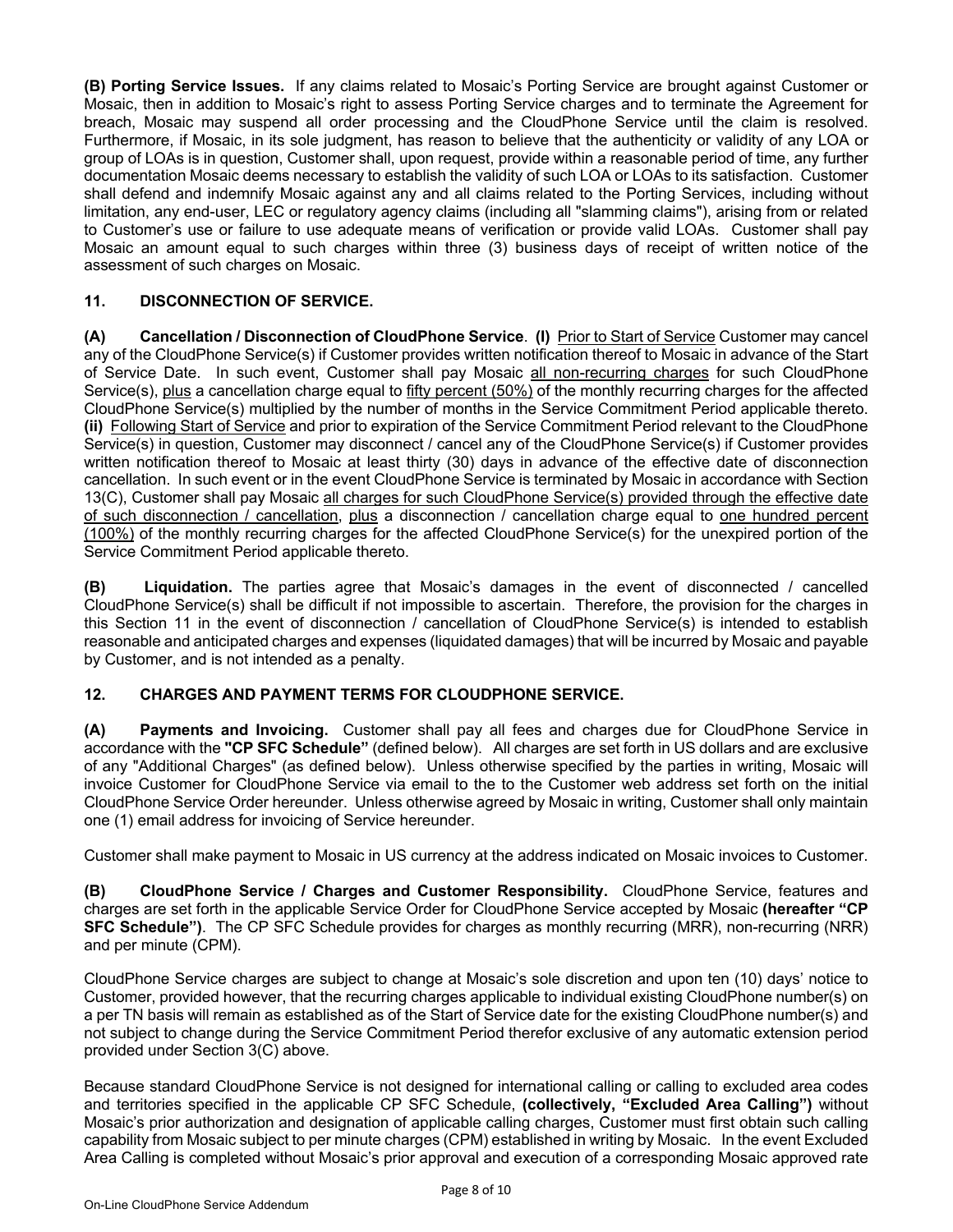**(B) Porting Service Issues.** If any claims related to Mosaic's Porting Service are brought against Customer or Mosaic, then in addition to Mosaic's right to assess Porting Service charges and to terminate the Agreement for breach, Mosaic may suspend all order processing and the CloudPhone Service until the claim is resolved. Furthermore, if Mosaic, in its sole judgment, has reason to believe that the authenticity or validity of any LOA or group of LOAs is in question, Customer shall, upon request, provide within a reasonable period of time, any further documentation Mosaic deems necessary to establish the validity of such LOA or LOAs to its satisfaction. Customer shall defend and indemnify Mosaic against any and all claims related to the Porting Services, including without limitation, any end-user, LEC or regulatory agency claims (including all "slamming claims"), arising from or related to Customer's use or failure to use adequate means of verification or provide valid LOAs. Customer shall pay Mosaic an amount equal to such charges within three (3) business days of receipt of written notice of the assessment of such charges on Mosaic.

## 11. DISCONNECTION OF SERVICE.

**(A) Cancellation / Disconnection of CloudPhone Service**. **(I)** Prior to Start of Service Customer may cancel any of the CloudPhone Service(s) if Customer provides written notification thereof to Mosaic in advance of the Start of Service Date. In such event, Customer shall pay Mosaic all non-recurring charges for such CloudPhone Service(s), plus a cancellation charge equal to fifty percent (50%) of the monthly recurring charges for the affected CloudPhone Service(s) multiplied by the number of months in the Service Commitment Period applicable thereto. **(ii)** Following Start of Service and prior to expiration of the Service Commitment Period relevant to the CloudPhone Service(s) in question, Customer may disconnect / cancel any of the CloudPhone Service(s) if Customer provides written notification thereof to Mosaic at least thirty (30) days in advance of the effective date of disconnection cancellation. In such event or in the event CloudPhone Service is terminated by Mosaic in accordance with Section 13(C), Customer shall pay Mosaic all charges for such CloudPhone Service(s) provided through the effective date of such disconnection / cancellation, plus a disconnection / cancellation charge equal to one hundred percent (100%) of the monthly recurring charges for the affected CloudPhone Service(s) for the unexpired portion of the Service Commitment Period applicable thereto.

**(B) Liquidation.** The parties agree that Mosaic's damages in the event of disconnected / cancelled CloudPhone Service(s) shall be difficult if not impossible to ascertain. Therefore, the provision for the charges in this Section 11 in the event of disconnection / cancellation of CloudPhone Service(s) is intended to establish reasonable and anticipated charges and expenses (liquidated damages) that will be incurred by Mosaic and payable by Customer, and is not intended as a penalty.

## 12. CHARGES AND PAYMENT TERMS FOR CLOUDPHONE SERVICE.

**(A) Payments and Invoicing.** Customer shall pay all fees and charges due for CloudPhone Service in accordance with the **"CP SFC Schedule"** (defined below). All charges are set forth in US dollars and are exclusive of any "Additional Charges" (as defined below). Unless otherwise specified by the parties in writing, Mosaic will invoice Customer for CloudPhone Service via email to the to the Customer web address set forth on the initial CloudPhone Service Order hereunder. Unless otherwise agreed by Mosaic in writing, Customer shall only maintain one (1) email address for invoicing of Service hereunder.

Customer shall make payment to Mosaic in US currency at the address indicated on Mosaic invoices to Customer.

**(B) CloudPhone Service / Charges and Customer Responsibility.** CloudPhone Service, features and charges are set forth in the applicable Service Order for CloudPhone Service accepted by Mosaic **(hereafter "CP SFC Schedule")**. The CP SFC Schedule provides for charges as monthly recurring (MRR), non-recurring (NRR) and per minute (CPM).

CloudPhone Service charges are subject to change at Mosaic's sole discretion and upon ten (10) days' notice to Customer, provided however, that the recurring charges applicable to individual existing CloudPhone number(s) on a per TN basis will remain as established as of the Start of Service date for the existing CloudPhone number(s) and not subject to change during the Service Commitment Period therefor exclusive of any automatic extension period provided under Section 3(C) above.

Because standard CloudPhone Service is not designed for international calling or calling to excluded area codes and territories specified in the applicable CP SFC Schedule, **(collectively, "Excluded Area Calling")** without Mosaic's prior authorization and designation of applicable calling charges, Customer must first obtain such calling capability from Mosaic subject to per minute charges (CPM) established in writing by Mosaic. In the event Excluded Area Calling is completed without Mosaic's prior approval and execution of a corresponding Mosaic approved rate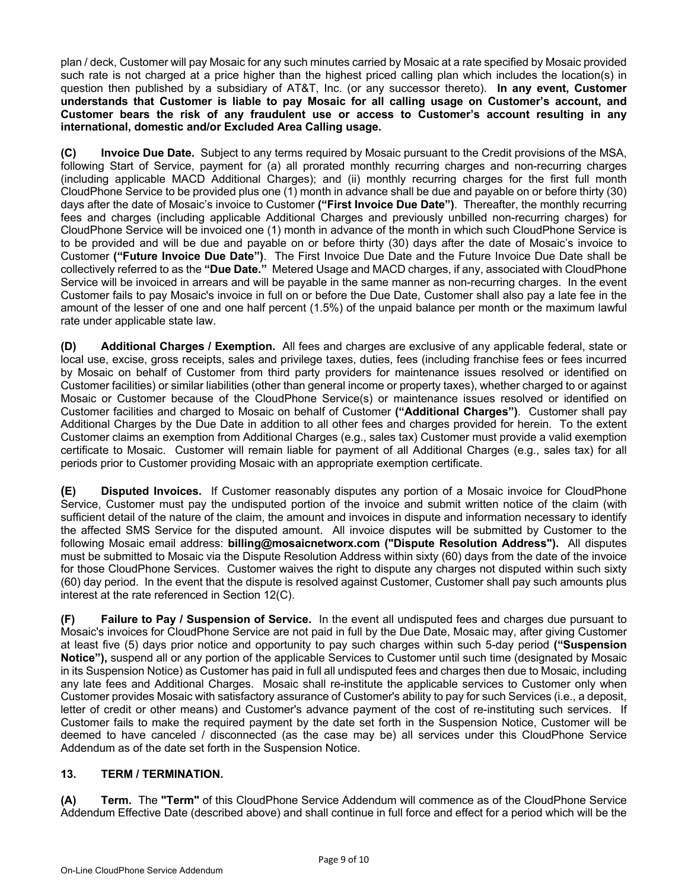plan / deck, Customer will pay Mosaic for any such minutes carried by Mosaic at a rate specified by Mosaic provided such rate is not charged at a price higher than the highest priced calling plan which includes the location(s) in question then published by a subsidiary of AT&T, Inc. (or any successor thereto). **In any event, Customer understands that Customer is liable to pay Mosaic for all calling usage on Customer's account, and Customer bears the risk of any fraudulent use or access to Customer's account resulting in any international, domestic and/or Excluded Area Calling usage.**

**(C) Invoice Due Date.** Subject to any terms required by Mosaic pursuant to the Credit provisions of the MSA, following Start of Service, payment for (a) all prorated monthly recurring charges and non-recurring charges (including applicable MACD Additional Charges); and (ii) monthly recurring charges for the first full month CloudPhone Service to be provided plus one (1) month in advance shall be due and payable on or before thirty (30) days after the date of Mosaic's invoice to Customer **("First Invoice Due Date")**. Thereafter, the monthly recurring fees and charges (including applicable Additional Charges and previously unbilled non-recurring charges) for CloudPhone Service will be invoiced one (1) month in advance of the month in which such CloudPhone Service is to be provided and will be due and payable on or before thirty (30) days after the date of Mosaic's invoice to Customer **("Future Invoice Due Date")**. The First Invoice Due Date and the Future Invoice Due Date shall be collectively referred to as the **"Due Date."** Metered Usage and MACD charges, if any, associated with CloudPhone Service will be invoiced in arrears and will be payable in the same manner as non-recurring charges. In the event Customer fails to pay Mosaic's invoice in full on or before the Due Date, Customer shall also pay a late fee in the amount of the lesser of one and one half percent (1.5%) of the unpaid balance per month or the maximum lawful rate under applicable state law.

**(D) Additional Charges / Exemption.** All fees and charges are exclusive of any applicable federal, state or local use, excise, gross receipts, sales and privilege taxes, duties, fees (including franchise fees or fees incurred by Mosaic on behalf of Customer from third party providers for maintenance issues resolved or identified on Customer facilities) or similar liabilities (other than general income or property taxes), whether charged to or against Mosaic or Customer because of the CloudPhone Service(s) or maintenance issues resolved or identified on Customer facilities and charged to Mosaic on behalf of Customer **("Additional Charges")**. Customer shall pay Additional Charges by the Due Date in addition to all other fees and charges provided for herein. To the extent Customer claims an exemption from Additional Charges (e.g., sales tax) Customer must provide a valid exemption certificate to Mosaic. Customer will remain liable for payment of all Additional Charges (e.g., sales tax) for all periods prior to Customer providing Mosaic with an appropriate exemption certificate.

**(E) Disputed Invoices.** If Customer reasonably disputes any portion of a Mosaic invoice for CloudPhone Service, Customer must pay the undisputed portion of the invoice and submit written notice of the claim (with sufficient detail of the nature of the claim, the amount and invoices in dispute and information necessary to identify the affected SMS Service for the disputed amount. All invoice disputes will be submitted by Customer to the following Mosaic email address: **billing@mosaicnetworx.com ("Dispute Resolution Address").** All disputes must be submitted to Mosaic via the Dispute Resolution Address within sixty (60) days from the date of the invoice for those CloudPhone Services. Customer waives the right to dispute any charges not disputed within such sixty (60) day period. In the event that the dispute is resolved against Customer, Customer shall pay such amounts plus interest at the rate referenced in Section 12(C).

**(F) Failure to Pay / Suspension of Service.** In the event all undisputed fees and charges due pursuant to Mosaic's invoices for CloudPhone Service are not paid in full by the Due Date, Mosaic may, after giving Customer at least five (5) days prior notice and opportunity to pay such charges within such 5-day period **("Suspension Notice"),** suspend all or any portion of the applicable Services to Customer until such time (designated by Mosaic in its Suspension Notice) as Customer has paid in full all undisputed fees and charges then due to Mosaic, including any late fees and Additional Charges. Mosaic shall re-institute the applicable services to Customer only when Customer provides Mosaic with satisfactory assurance of Customer's ability to pay for such Services (i.e., a deposit, letter of credit or other means) and Customer's advance payment of the cost of re-instituting such services. If Customer fails to make the required payment by the date set forth in the Suspension Notice, Customer will be deemed to have canceled / disconnected (as the case may be) all services under this CloudPhone Service Addendum as of the date set forth in the Suspension Notice.

## 13. TERM / TERMINATION.

**(A) Term.** The **"Term"** of this CloudPhone Service Addendum will commence as of the CloudPhone Service Addendum Effective Date (described above) and shall continue in full force and effect for a period which will be the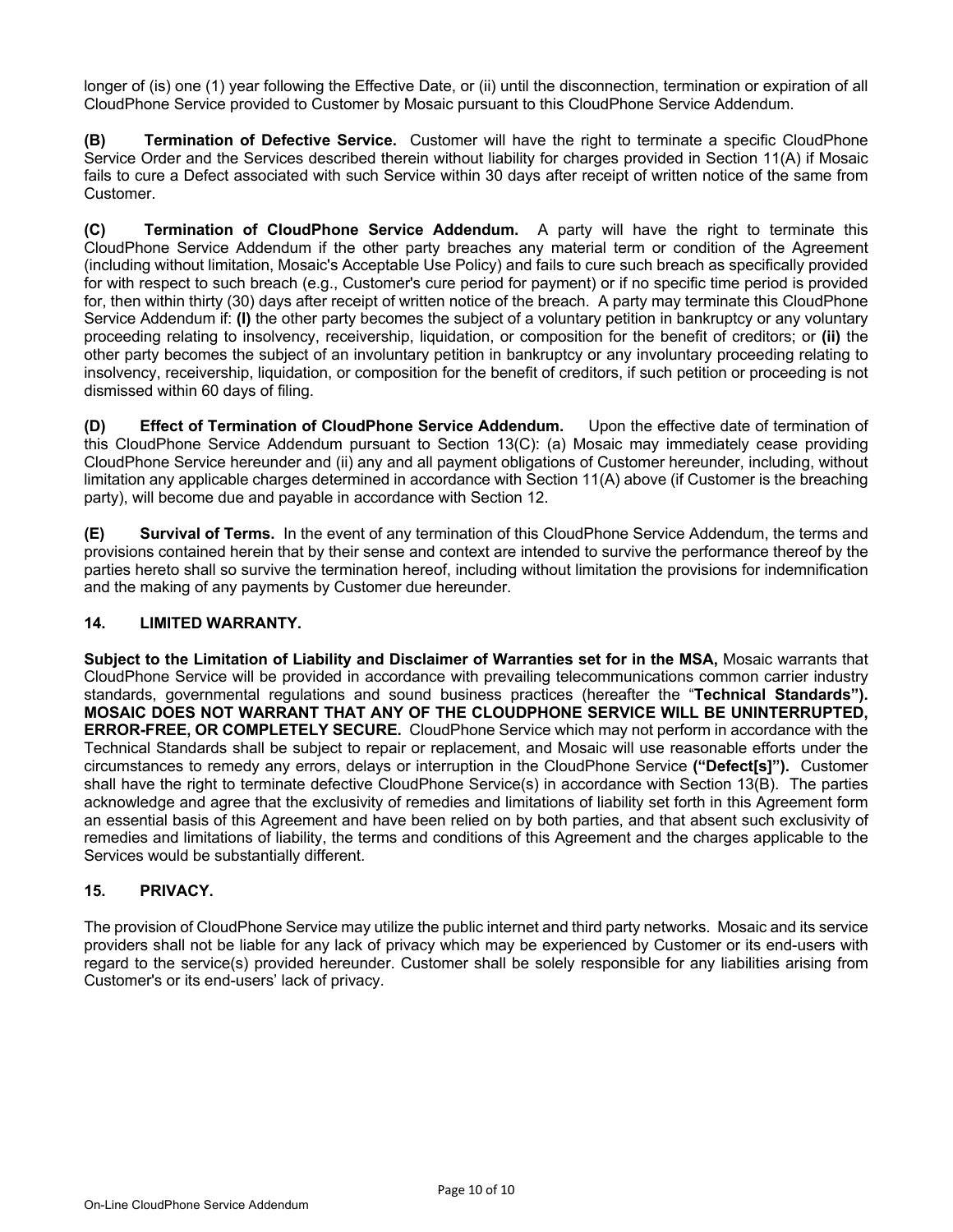longer of (is) one (1) year following the Effective Date, or (ii) until the disconnection, termination or expiration of all CloudPhone Service provided to Customer by Mosaic pursuant to this CloudPhone Service Addendum.

**(B) Termination of Defective Service.** Customer will have the right to terminate a specific CloudPhone Service Order and the Services described therein without liability for charges provided in Section 11(A) if Mosaic fails to cure a Defect associated with such Service within 30 days after receipt of written notice of the same from Customer.

**(C) Termination of CloudPhone Service Addendum.** A party will have the right to terminate this CloudPhone Service Addendum if the other party breaches any material term or condition of the Agreement (including without limitation, Mosaic's Acceptable Use Policy) and fails to cure such breach as specifically provided for with respect to such breach (e.g., Customer's cure period for payment) or if no specific time period is provided for, then within thirty (30) days after receipt of written notice of the breach. A party may terminate this CloudPhone Service Addendum if: **(I)** the other party becomes the subject of a voluntary petition in bankruptcy or any voluntary proceeding relating to insolvency, receivership, liquidation, or composition for the benefit of creditors; or **(ii)** the other party becomes the subject of an involuntary petition in bankruptcy or any involuntary proceeding relating to insolvency, receivership, liquidation, or composition for the benefit of creditors, if such petition or proceeding is not dismissed within 60 days of filing.

**(D) Effect of Termination of CloudPhone Service Addendum.** Upon the effective date of termination of this CloudPhone Service Addendum pursuant to Section 13(C): (a) Mosaic may immediately cease providing CloudPhone Service hereunder and (ii) any and all payment obligations of Customer hereunder, including, without limitation any applicable charges determined in accordance with Section 11(A) above (if Customer is the breaching party), will become due and payable in accordance with Section 12.

**(E) Survival of Terms.** In the event of any termination of this CloudPhone Service Addendum, the terms and provisions contained herein that by their sense and context are intended to survive the performance thereof by the parties hereto shall so survive the termination hereof, including without limitation the provisions for indemnification and the making of any payments by Customer due hereunder.

## 14. LIMITED WARRANTY.

**Subject to the Limitation of Liability and Disclaimer of Warranties set for in the MSA,** Mosaic warrants that CloudPhone Service will be provided in accordance with prevailing telecommunications common carrier industry standards, governmental regulations and sound business practices (hereafter the "**Technical Standards"). MOSAIC DOES NOT WARRANT THAT ANY OF THE CLOUDPHONE SERVICE WILL BE UNINTERRUPTED, ERROR-FREE, OR COMPLETELY SECURE.** CloudPhone Service which may not perform in accordance with the Technical Standards shall be subject to repair or replacement, and Mosaic will use reasonable efforts under the circumstances to remedy any errors, delays or interruption in the CloudPhone Service **("Defect[s]").** Customer shall have the right to terminate defective CloudPhone Service(s) in accordance with Section 13(B). The parties acknowledge and agree that the exclusivity of remedies and limitations of liability set forth in this Agreement form an essential basis of this Agreement and have been relied on by both parties, and that absent such exclusivity of remedies and limitations of liability, the terms and conditions of this Agreement and the charges applicable to the Services would be substantially different.

## 15. PRIVACY.

The provision of CloudPhone Service may utilize the public internet and third party networks. Mosaic and its service providers shall not be liable for any lack of privacy which may be experienced by Customer or its end-users with regard to the service(s) provided hereunder. Customer shall be solely responsible for any liabilities arising from Customer's or its end-users' lack of privacy.